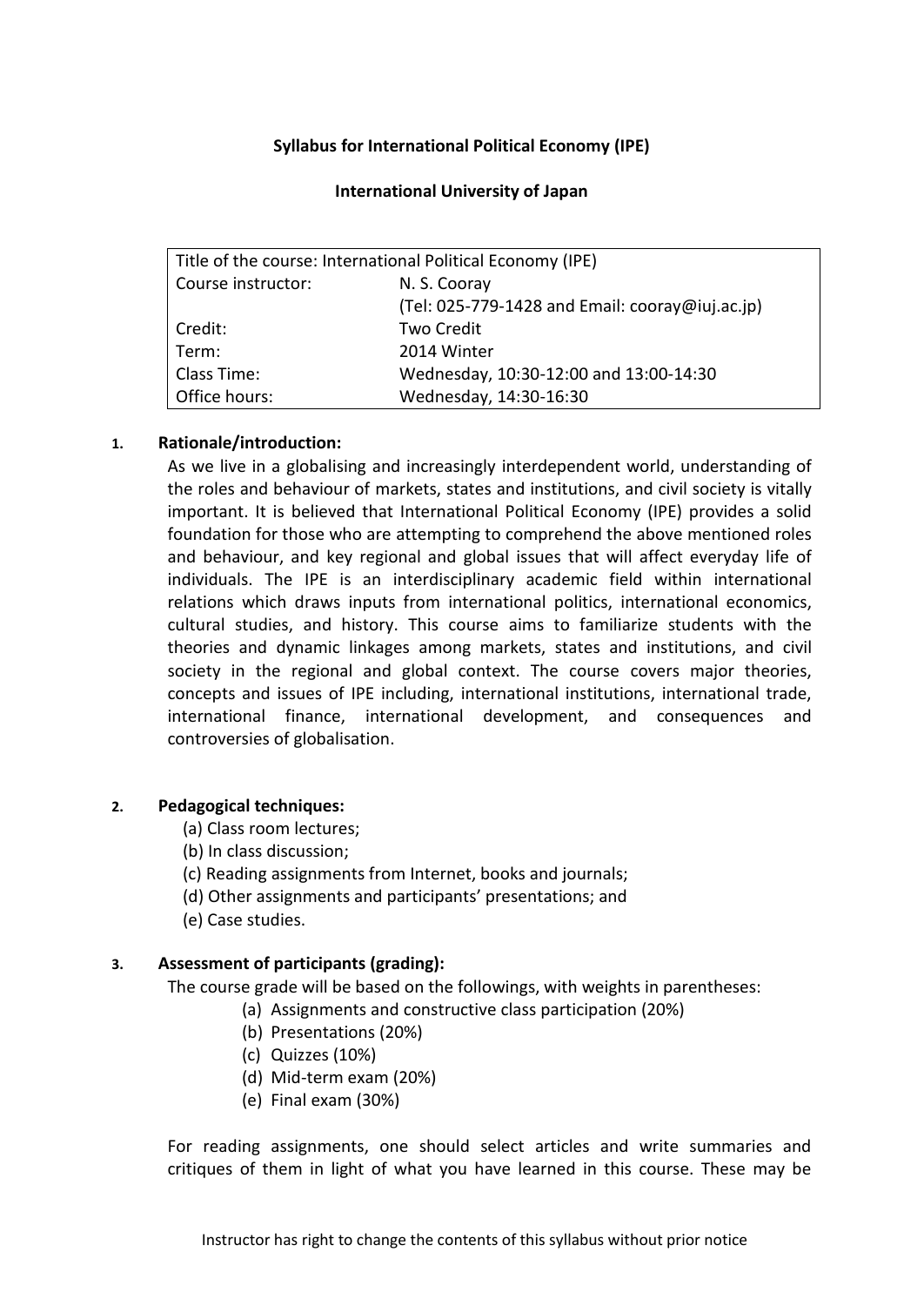**Syllabus for International Political Economy (IPE)**

**International University of Japan**

| Title of the course: International Political Economy (IPE) | |
|---|---|
| Course instructor: | N. S. Cooray (Tel: 025-779-1428 and Email: cooray@iuj.ac.jp) |
| Credit: | Two Credit |
| Term: | 2014 Winter |
| Class Time: | Wednesday, 10:30-12:00 and 13:00-14:30 |
| Office hours: | Wednesday, 14:30-16:30 |

1. **Rationale/introduction:**

   As we live in a globalising and increasingly interdependent world, understanding of the roles and behaviour of markets, states and institutions, and civil society is vitally important. It is believed that International Political Economy (IPE) provides a solid foundation for those who are attempting to comprehend the above mentioned roles and behaviour, and key regional and global issues that will affect everyday life of individuals. The IPE is an interdisciplinary academic field within international relations which draws inputs from international politics, international economics, cultural studies, and history. This course aims to familiarize students with the theories and dynamic linkages among markets, states and institutions, and civil society in the regional and global context. The course covers major theories, concepts and issues of IPE including, international institutions, international trade, international finance, international development, and consequences and controversies of globalisation.

2. **Pedagogical techniques:**

   (a) Class room lectures;
   (b) In class discussion;
   (c) Reading assignments from Internet, books and journals;
   (d) Other assignments and participants' presentations; and
   (e) Case studies.

3. **Assessment of participants (grading):**

   The course grade will be based on the followings, with weights in parentheses:

   (a) Assignments and constructive class participation (20%)
   (b) Presentations (20%)
   (c) Quizzes (10%)
   (d) Mid-term exam (20%)
   (e) Final exam (30%)

   For reading assignments, one should select articles and write summaries and critiques of them in light of what you have learned in this course. These may be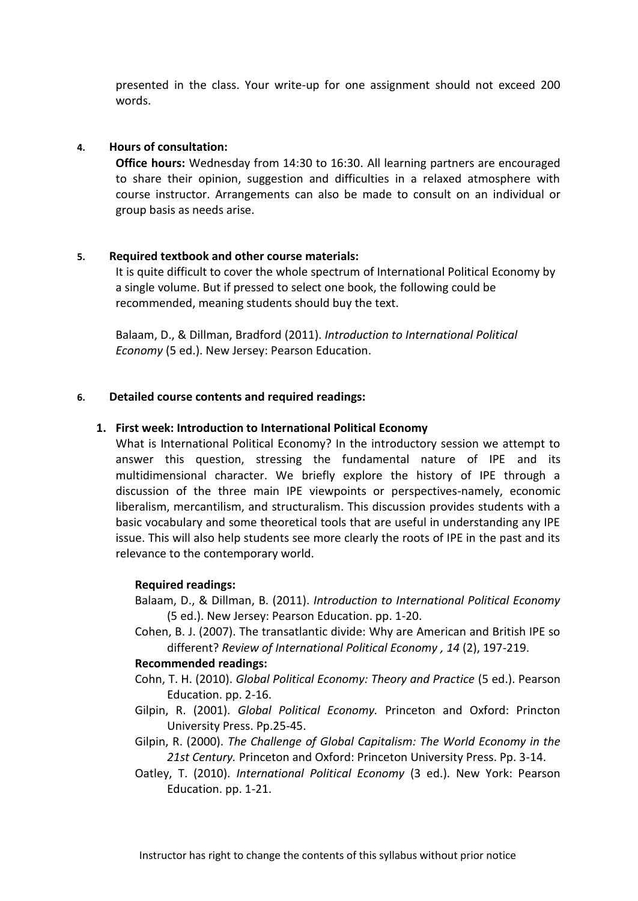presented in the class. Your write-up for one assignment should not exceed 200 words.

**4. Hours of consultation:**

**Office hours:** Wednesday from 14:30 to 16:30. All learning partners are encouraged to share their opinion, suggestion and difficulties in a relaxed atmosphere with course instructor. Arrangements can also be made to consult on an individual or group basis as needs arise.

**5. Required textbook and other course materials:**

It is quite difficult to cover the whole spectrum of International Political Economy by a single volume. But if pressed to select one book, the following could be recommended, meaning students should buy the text.

Balaam, D., & Dillman, Bradford (2011). *Introduction to International Political Economy* (5 ed.). New Jersey: Pearson Education.

**6. Detailed course contents and required readings:**

**1. First week: Introduction to International Political Economy**

What is International Political Economy? In the introductory session we attempt to answer this question, stressing the fundamental nature of IPE and its multidimensional character. We briefly explore the history of IPE through a discussion of the three main IPE viewpoints or perspectives-namely, economic liberalism, mercantilism, and structuralism. This discussion provides students with a basic vocabulary and some theoretical tools that are useful in understanding any IPE issue. This will also help students see more clearly the roots of IPE in the past and its relevance to the contemporary world.

**Required readings:**

Balaam, D., & Dillman, B. (2011). *Introduction to International Political Economy* (5 ed.). New Jersey: Pearson Education. pp. 1-20.

Cohen, B. J. (2007). The transatlantic divide: Why are American and British IPE so different? *Review of International Political Economy , 14* (2), 197-219.

**Recommended readings:**

Cohn, T. H. (2010). *Global Political Economy: Theory and Practice* (5 ed.). Pearson Education. pp. 2-16.

Gilpin, R. (2001). *Global Political Economy.* Princeton and Oxford: Princton University Press. Pp.25-45.

Gilpin, R. (2000). *The Challenge of Global Capitalism: The World Economy in the 21st Century.* Princeton and Oxford: Princeton University Press. Pp. 3-14.

Oatley, T. (2010). *International Political Economy* (3 ed.). New York: Pearson Education. pp. 1-21.

Instructor has right to change the contents of this syllabus without prior notice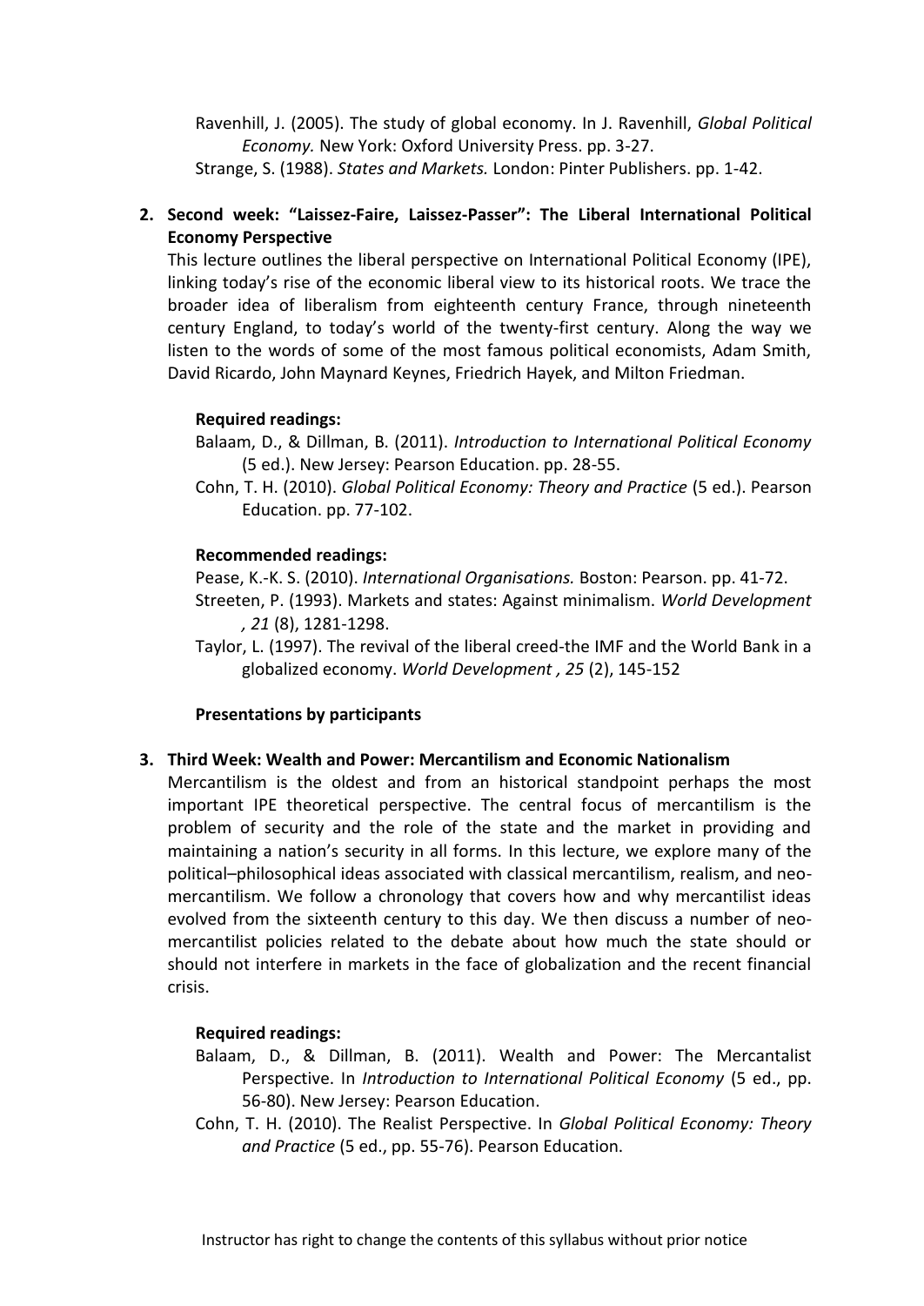Ravenhill, J. (2005). The study of global economy. In J. Ravenhill, *Global Political Economy.* New York: Oxford University Press. pp. 3-27.

Strange, S. (1988). *States and Markets.* London: Pinter Publishers. pp. 1-42.

2. **Second week: "Laissez-Faire, Laissez-Passer": The Liberal International Political Economy Perspective**

   This lecture outlines the liberal perspective on International Political Economy (IPE), linking today's rise of the economic liberal view to its historical roots. We trace the broader idea of liberalism from eighteenth century France, through nineteenth century England, to today's world of the twenty-first century. Along the way we listen to the words of some of the most famous political economists, Adam Smith, David Ricardo, John Maynard Keynes, Friedrich Hayek, and Milton Friedman.

   **Required readings:**

   Balaam, D., & Dillman, B. (2011). *Introduction to International Political Economy* (5 ed.). New Jersey: Pearson Education. pp. 28-55.

   Cohn, T. H. (2010). *Global Political Economy: Theory and Practice* (5 ed.). Pearson Education. pp. 77-102.

   **Recommended readings:**

   Pease, K.-K. S. (2010). *International Organisations.* Boston: Pearson. pp. 41-72.

   Streeten, P. (1993). Markets and states: Against minimalism. *World Development , 21* (8), 1281-1298.

   Taylor, L. (1997). The revival of the liberal creed-the IMF and the World Bank in a globalized economy. *World Development , 25* (2), 145-152

   **Presentations by participants**

3. **Third Week: Wealth and Power: Mercantilism and Economic Nationalism**

   Mercantilism is the oldest and from an historical standpoint perhaps the most important IPE theoretical perspective. The central focus of mercantilism is the problem of security and the role of the state and the market in providing and maintaining a nation's security in all forms. In this lecture, we explore many of the political–philosophical ideas associated with classical mercantilism, realism, and neo-mercantilism. We follow a chronology that covers how and why mercantilist ideas evolved from the sixteenth century to this day. We then discuss a number of neo-mercantilist policies related to the debate about how much the state should or should not interfere in markets in the face of globalization and the recent financial crisis.

   **Required readings:**

   Balaam, D., & Dillman, B. (2011). Wealth and Power: The Mercantalist Perspective. In *Introduction to International Political Economy* (5 ed., pp. 56-80). New Jersey: Pearson Education.

   Cohn, T. H. (2010). The Realist Perspective. In *Global Political Economy: Theory and Practice* (5 ed., pp. 55-76). Pearson Education.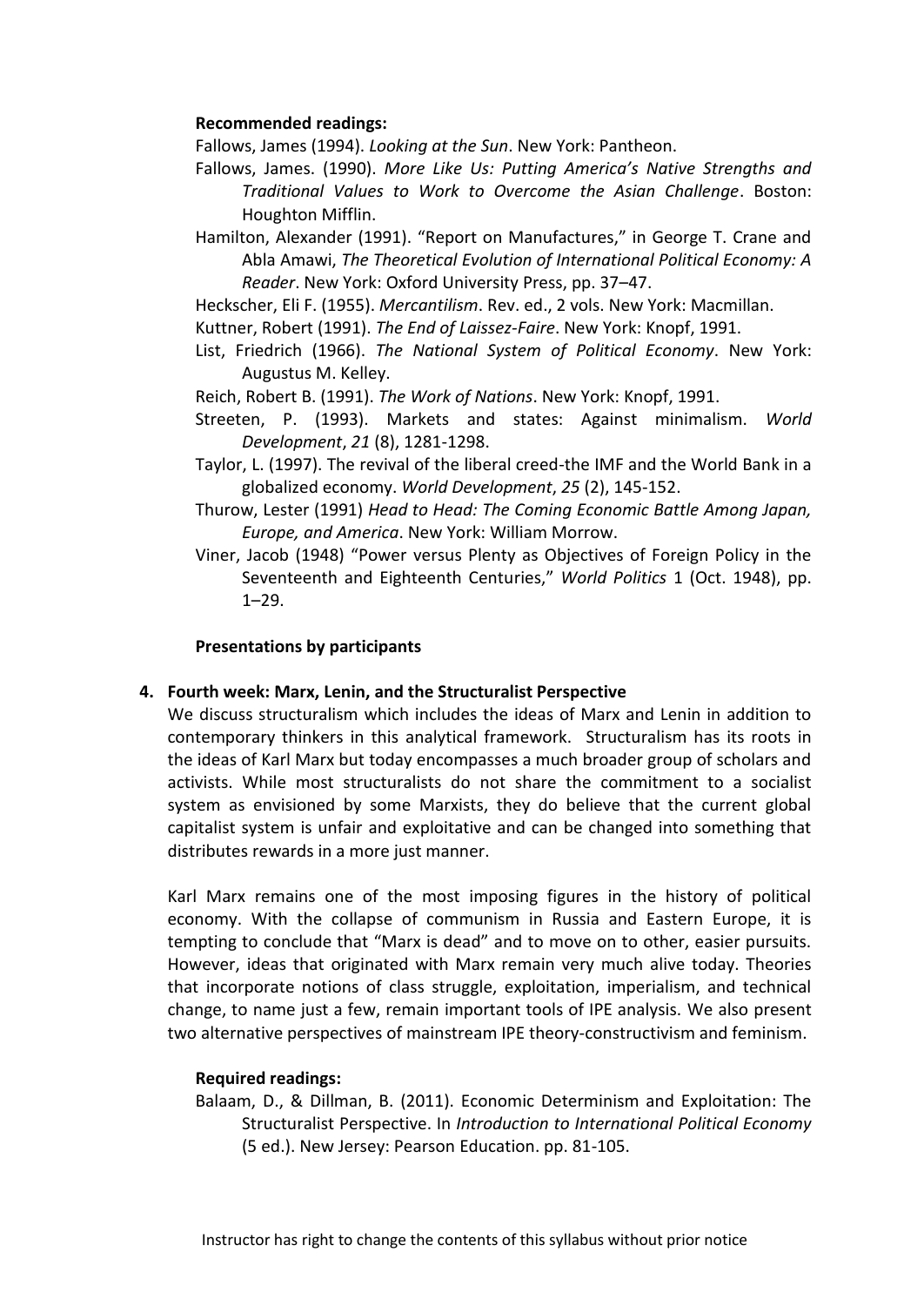**Recommended readings:**

Fallows, James (1994). *Looking at the Sun*. New York: Pantheon.

Fallows, James. (1990). *More Like Us: Putting America's Native Strengths and Traditional Values to Work to Overcome the Asian Challenge*. Boston: Houghton Mifflin.

Hamilton, Alexander (1991). "Report on Manufactures," in George T. Crane and Abla Amawi, *The Theoretical Evolution of International Political Economy: A Reader*. New York: Oxford University Press, pp. 37–47.

Heckscher, Eli F. (1955). *Mercantilism*. Rev. ed., 2 vols. New York: Macmillan.

Kuttner, Robert (1991). *The End of Laissez-Faire*. New York: Knopf, 1991.

List, Friedrich (1966). *The National System of Political Economy*. New York: Augustus M. Kelley.

Reich, Robert B. (1991). *The Work of Nations*. New York: Knopf, 1991.

Streeten, P. (1993). Markets and states: Against minimalism. *World Development*, *21* (8), 1281-1298.

Taylor, L. (1997). The revival of the liberal creed-the IMF and the World Bank in a globalized economy. *World Development*, *25* (2), 145-152.

Thurow, Lester (1991) *Head to Head: The Coming Economic Battle Among Japan, Europe, and America*. New York: William Morrow.

Viner, Jacob (1948) "Power versus Plenty as Objectives of Foreign Policy in the Seventeenth and Eighteenth Centuries," *World Politics* 1 (Oct. 1948), pp. 1–29.

**Presentations by participants**

4. **Fourth week: Marx, Lenin, and the Structuralist Perspective**

We discuss structuralism which includes the ideas of Marx and Lenin in addition to contemporary thinkers in this analytical framework. Structuralism has its roots in the ideas of Karl Marx but today encompasses a much broader group of scholars and activists. While most structuralists do not share the commitment to a socialist system as envisioned by some Marxists, they do believe that the current global capitalist system is unfair and exploitative and can be changed into something that distributes rewards in a more just manner.

Karl Marx remains one of the most imposing figures in the history of political economy. With the collapse of communism in Russia and Eastern Europe, it is tempting to conclude that "Marx is dead" and to move on to other, easier pursuits. However, ideas that originated with Marx remain very much alive today. Theories that incorporate notions of class struggle, exploitation, imperialism, and technical change, to name just a few, remain important tools of IPE analysis. We also present two alternative perspectives of mainstream IPE theory-constructivism and feminism.

**Required readings:**

Balaam, D., & Dillman, B. (2011). Economic Determinism and Exploitation: The Structuralist Perspective. In *Introduction to International Political Economy* (5 ed.). New Jersey: Pearson Education. pp. 81-105.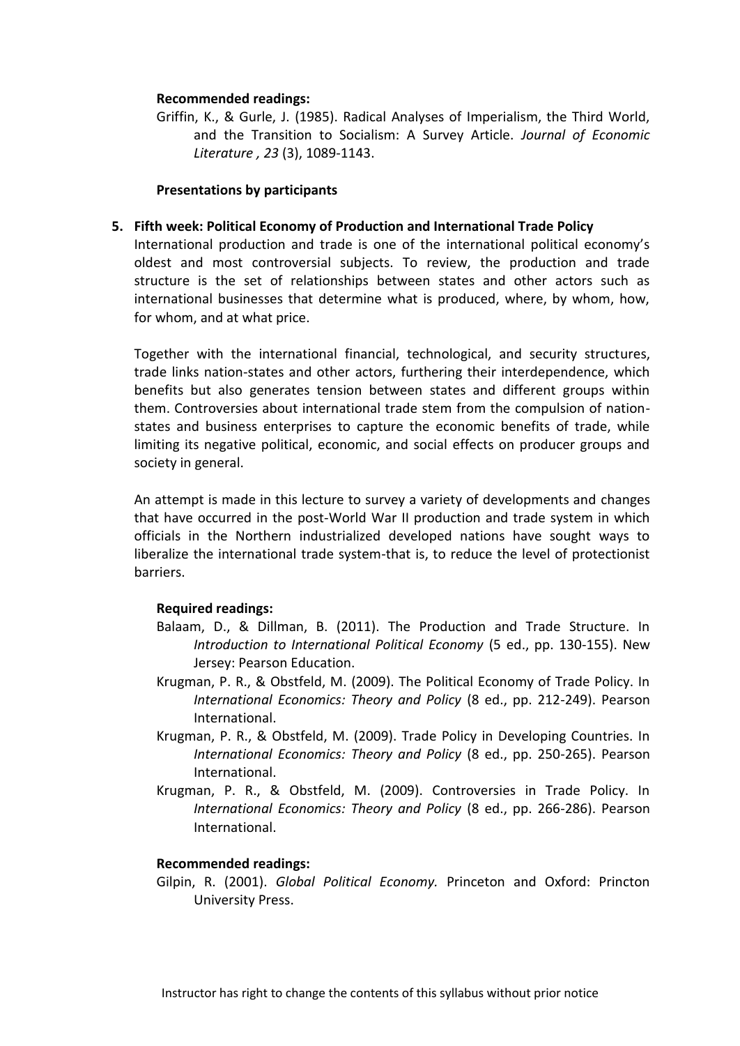**Recommended readings:**

Griffin, K., & Gurle, J. (1985). Radical Analyses of Imperialism, the Third World, and the Transition to Socialism: A Survey Article. *Journal of Economic Literature , 23* (3), 1089-1143.

**Presentations by participants**

5. **Fifth week: Political Economy of Production and International Trade Policy**

   International production and trade is one of the international political economy's oldest and most controversial subjects. To review, the production and trade structure is the set of relationships between states and other actors such as international businesses that determine what is produced, where, by whom, how, for whom, and at what price.

   Together with the international financial, technological, and security structures, trade links nation-states and other actors, furthering their interdependence, which benefits but also generates tension between states and different groups within them. Controversies about international trade stem from the compulsion of nation-states and business enterprises to capture the economic benefits of trade, while limiting its negative political, economic, and social effects on producer groups and society in general.

   An attempt is made in this lecture to survey a variety of developments and changes that have occurred in the post-World War II production and trade system in which officials in the Northern industrialized developed nations have sought ways to liberalize the international trade system-that is, to reduce the level of protectionist barriers.

   **Required readings:**

   Balaam, D., & Dillman, B. (2011). The Production and Trade Structure. In *Introduction to International Political Economy* (5 ed., pp. 130-155). New Jersey: Pearson Education.

   Krugman, P. R., & Obstfeld, M. (2009). The Political Economy of Trade Policy. In *International Economics: Theory and Policy* (8 ed., pp. 212-249). Pearson International.

   Krugman, P. R., & Obstfeld, M. (2009). Trade Policy in Developing Countries. In *International Economics: Theory and Policy* (8 ed., pp. 250-265). Pearson International.

   Krugman, P. R., & Obstfeld, M. (2009). Controversies in Trade Policy. In *International Economics: Theory and Policy* (8 ed., pp. 266-286). Pearson International.

   **Recommended readings:**

   Gilpin, R. (2001). *Global Political Economy.* Princeton and Oxford: Princton University Press.

Instructor has right to change the contents of this syllabus without prior notice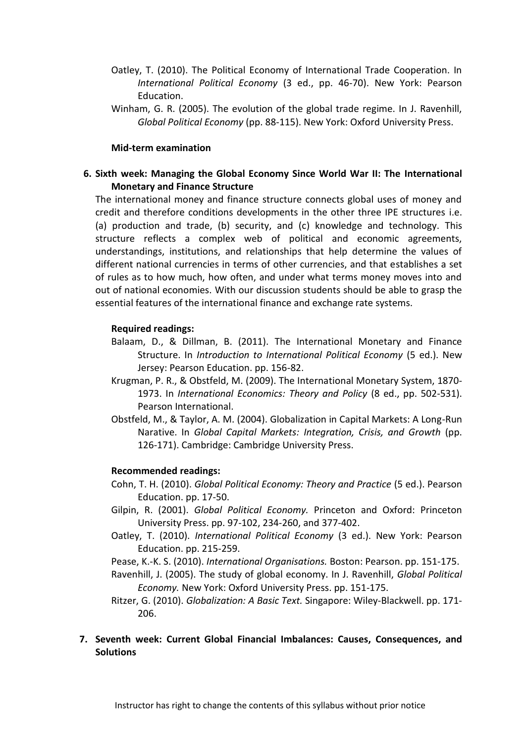Oatley, T. (2010). The Political Economy of International Trade Cooperation. In *International Political Economy* (3 ed., pp. 46-70). New York: Pearson Education.

Winham, G. R. (2005). The evolution of the global trade regime. In J. Ravenhill, *Global Political Economy* (pp. 88-115). New York: Oxford University Press.

**Mid-term examination**

**6. Sixth week: Managing the Global Economy Since World War II: The International Monetary and Finance Structure**

The international money and finance structure connects global uses of money and credit and therefore conditions developments in the other three IPE structures i.e. (a) production and trade, (b) security, and (c) knowledge and technology. This structure reflects a complex web of political and economic agreements, understandings, institutions, and relationships that help determine the values of different national currencies in terms of other currencies, and that establishes a set of rules as to how much, how often, and under what terms money moves into and out of national economies. With our discussion students should be able to grasp the essential features of the international finance and exchange rate systems.

**Required readings:**

Balaam, D., & Dillman, B. (2011). The International Monetary and Finance Structure. In *Introduction to International Political Economy* (5 ed.). New Jersey: Pearson Education. pp. 156-82.

Krugman, P. R., & Obstfeld, M. (2009). The International Monetary System, 1870-1973. In *International Economics: Theory and Policy* (8 ed., pp. 502-531). Pearson International.

Obstfeld, M., & Taylor, A. M. (2004). Globalization in Capital Markets: A Long-Run Narative. In *Global Capital Markets: Integration, Crisis, and Growth* (pp. 126-171). Cambridge: Cambridge University Press.

**Recommended readings:**

Cohn, T. H. (2010). *Global Political Economy: Theory and Practice* (5 ed.). Pearson Education. pp. 17-50.

Gilpin, R. (2001). *Global Political Economy.* Princeton and Oxford: Princeton University Press. pp. 97-102, 234-260, and 377-402.

Oatley, T. (2010). *International Political Economy* (3 ed.). New York: Pearson Education. pp. 215-259.

Pease, K.-K. S. (2010). *International Organisations.* Boston: Pearson. pp. 151-175.

Ravenhill, J. (2005). The study of global economy. In J. Ravenhill, *Global Political Economy.* New York: Oxford University Press. pp. 151-175.

Ritzer, G. (2010). *Globalization: A Basic Text.* Singapore: Wiley-Blackwell. pp. 171-206.

**7. Seventh week: Current Global Financial Imbalances: Causes, Consequences, and Solutions**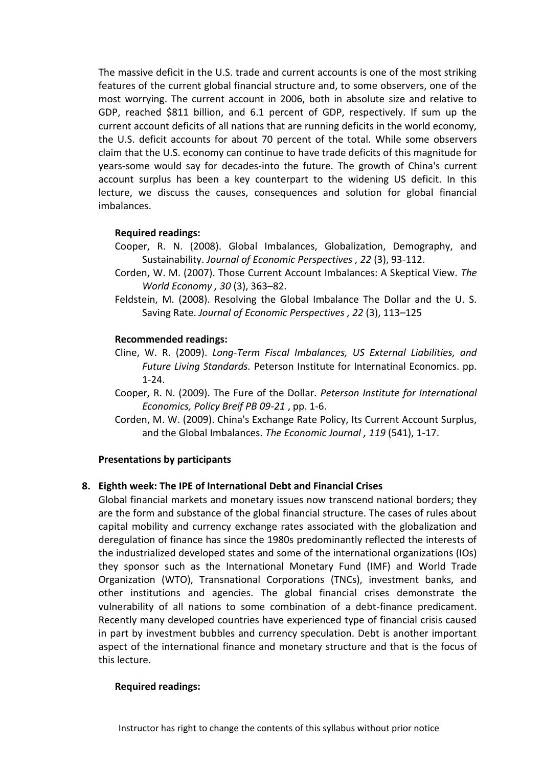The massive deficit in the U.S. trade and current accounts is one of the most striking features of the current global financial structure and, to some observers, one of the most worrying. The current account in 2006, both in absolute size and relative to GDP, reached $811 billion, and 6.1 percent of GDP, respectively. If sum up the current account deficits of all nations that are running deficits in the world economy, the U.S. deficit accounts for about 70 percent of the total. While some observers claim that the U.S. economy can continue to have trade deficits of this magnitude for years-some would say for decades-into the future. The growth of China's current account surplus has been a key counterpart to the widening US deficit. In this lecture, we discuss the causes, consequences and solution for global financial imbalances.

**Required readings:**

Cooper, R. N. (2008). Global Imbalances, Globalization, Demography, and Sustainability. *Journal of Economic Perspectives , 22* (3), 93-112.

Corden, W. M. (2007). Those Current Account Imbalances: A Skeptical View. *The World Economy , 30* (3), 363–82.

Feldstein, M. (2008). Resolving the Global Imbalance The Dollar and the U. S. Saving Rate. *Journal of Economic Perspectives , 22* (3), 113–125

**Recommended readings:**

Cline, W. R. (2009). *Long-Term Fiscal Imbalances, US External Liabilities, and Future Living Standards.* Peterson Institute for Internatinal Economics. pp. 1-24.

Cooper, R. N. (2009). The Fure of the Dollar. *Peterson Institute for International Economics, Policy Breif PB 09-21* , pp. 1-6.

Corden, M. W. (2009). China's Exchange Rate Policy, Its Current Account Surplus, and the Global Imbalances. *The Economic Journal , 119* (541), 1-17.

**Presentations by participants**

8. **Eighth week: The IPE of International Debt and Financial Crises**

Global financial markets and monetary issues now transcend national borders; they are the form and substance of the global financial structure. The cases of rules about capital mobility and currency exchange rates associated with the globalization and deregulation of finance has since the 1980s predominantly reflected the interests of the industrialized developed states and some of the international organizations (IOs) they sponsor such as the International Monetary Fund (IMF) and World Trade Organization (WTO), Transnational Corporations (TNCs), investment banks, and other institutions and agencies. The global financial crises demonstrate the vulnerability of all nations to some combination of a debt-finance predicament. Recently many developed countries have experienced type of financial crisis caused in part by investment bubbles and currency speculation. Debt is another important aspect of the international finance and monetary structure and that is the focus of this lecture.

**Required readings:**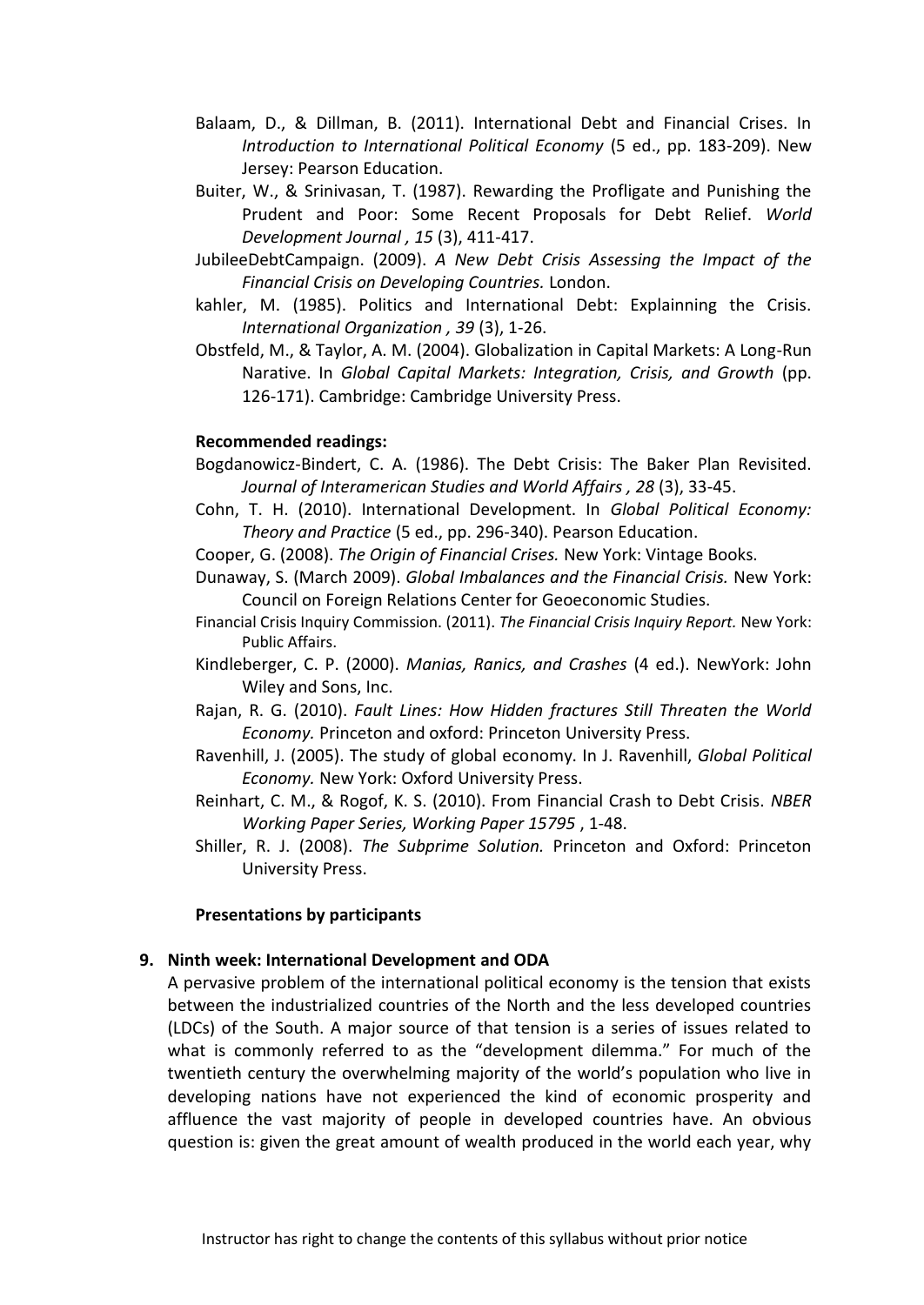- Balaam, D., & Dillman, B. (2011). International Debt and Financial Crises. In *Introduction to International Political Economy* (5 ed., pp. 183-209). New Jersey: Pearson Education.
- Buiter, W., & Srinivasan, T. (1987). Rewarding the Profligate and Punishing the Prudent and Poor: Some Recent Proposals for Debt Relief. *World Development Journal , 15* (3), 411-417.
- JubileeDebtCampaign. (2009). *A New Debt Crisis Assessing the Impact of the Financial Crisis on Developing Countries.* London.
- kahler, M. (1985). Politics and International Debt: Explainning the Crisis. *International Organization , 39* (3), 1-26.
- Obstfeld, M., & Taylor, A. M. (2004). Globalization in Capital Markets: A Long-Run Narative. In *Global Capital Markets: Integration, Crisis, and Growth* (pp. 126-171). Cambridge: Cambridge University Press.

**Recommended readings:**

- Bogdanowicz-Bindert, C. A. (1986). The Debt Crisis: The Baker Plan Revisited. *Journal of Interamerican Studies and World Affairs , 28* (3), 33-45.
- Cohn, T. H. (2010). International Development. In *Global Political Economy: Theory and Practice* (5 ed., pp. 296-340). Pearson Education.
- Cooper, G. (2008). *The Origin of Financial Crises.* New York: Vintage Books.
- Dunaway, S. (March 2009). *Global Imbalances and the Financial Crisis.* New York: Council on Foreign Relations Center for Geoeconomic Studies.
- Financial Crisis Inquiry Commission. (2011). *The Financial Crisis Inquiry Report.* New York: Public Affairs.
- Kindleberger, C. P. (2000). *Manias, Ranics, and Crashes* (4 ed.). NewYork: John Wiley and Sons, Inc.
- Rajan, R. G. (2010). *Fault Lines: How Hidden fractures Still Threaten the World Economy.* Princeton and oxford: Princeton University Press.
- Ravenhill, J. (2005). The study of global economy. In J. Ravenhill, *Global Political Economy.* New York: Oxford University Press.
- Reinhart, C. M., & Rogof, K. S. (2010). From Financial Crash to Debt Crisis. *NBER Working Paper Series, Working Paper 15795* , 1-48.
- Shiller, R. J. (2008). *The Subprime Solution.* Princeton and Oxford: Princeton University Press.

**Presentations by participants**

9. **Ninth week: International Development and ODA**

A pervasive problem of the international political economy is the tension that exists between the industrialized countries of the North and the less developed countries (LDCs) of the South. A major source of that tension is a series of issues related to what is commonly referred to as the "development dilemma." For much of the twentieth century the overwhelming majority of the world's population who live in developing nations have not experienced the kind of economic prosperity and affluence the vast majority of people in developed countries have. An obvious question is: given the great amount of wealth produced in the world each year, why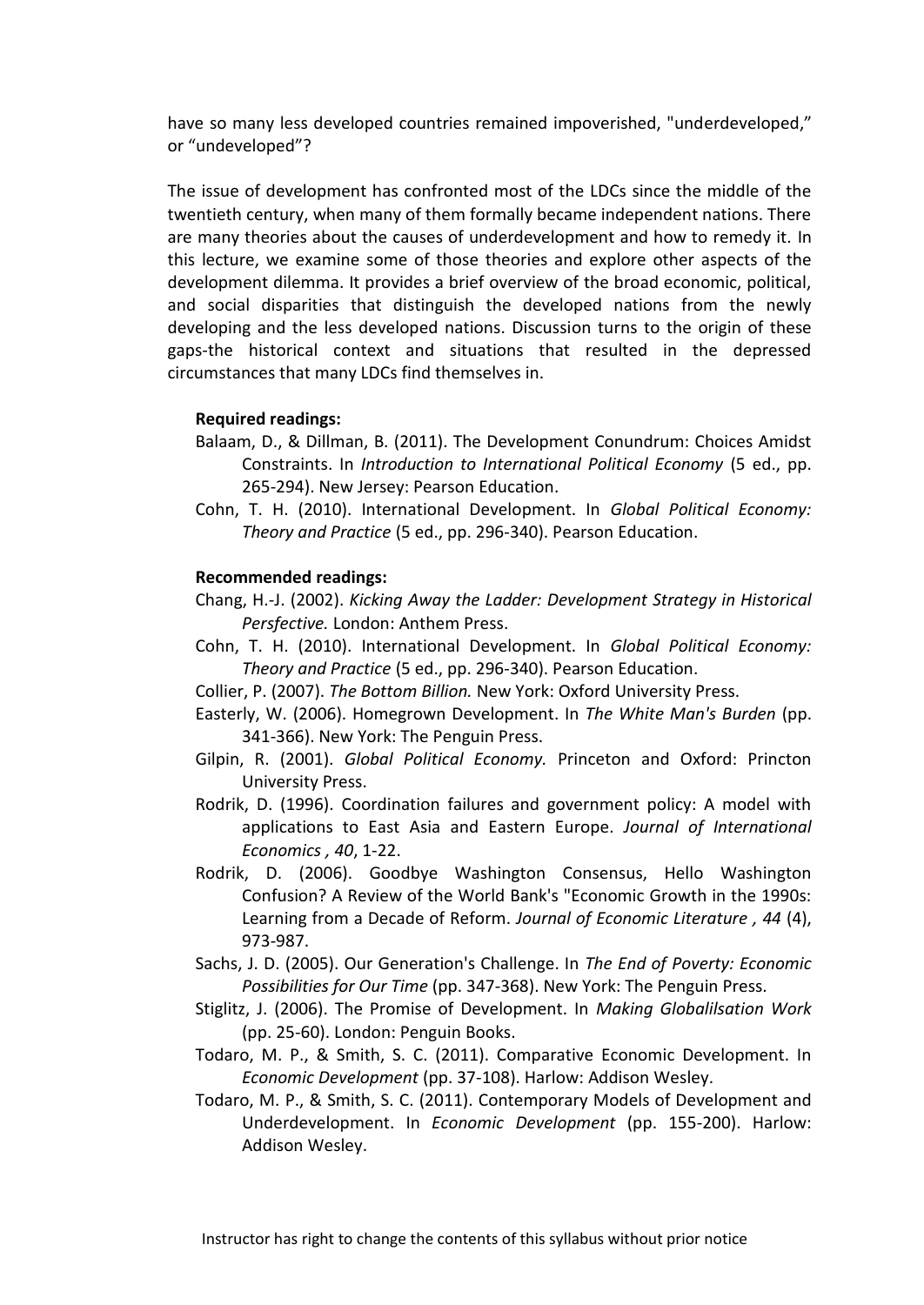have so many less developed countries remained impoverished, "underdeveloped," or "undeveloped"?

The issue of development has confronted most of the LDCs since the middle of the twentieth century, when many of them formally became independent nations. There are many theories about the causes of underdevelopment and how to remedy it. In this lecture, we examine some of those theories and explore other aspects of the development dilemma. It provides a brief overview of the broad economic, political, and social disparities that distinguish the developed nations from the newly developing and the less developed nations. Discussion turns to the origin of these gaps-the historical context and situations that resulted in the depressed circumstances that many LDCs find themselves in.

**Required readings:**

Balaam, D., & Dillman, B. (2011). The Development Conundrum: Choices Amidst Constraints. In *Introduction to International Political Economy* (5 ed., pp. 265-294). New Jersey: Pearson Education.

Cohn, T. H. (2010). International Development. In *Global Political Economy: Theory and Practice* (5 ed., pp. 296-340). Pearson Education.

**Recommended readings:**

Chang, H.-J. (2002). *Kicking Away the Ladder: Development Strategy in Historical Persfective.* London: Anthem Press.

Cohn, T. H. (2010). International Development. In *Global Political Economy: Theory and Practice* (5 ed., pp. 296-340). Pearson Education.

Collier, P. (2007). *The Bottom Billion.* New York: Oxford University Press.

Easterly, W. (2006). Homegrown Development. In *The White Man's Burden* (pp. 341-366). New York: The Penguin Press.

Gilpin, R. (2001). *Global Political Economy.* Princeton and Oxford: Princton University Press.

Rodrik, D. (1996). Coordination failures and government policy: A model with applications to East Asia and Eastern Europe. *Journal of International Economics , 40*, 1-22.

Rodrik, D. (2006). Goodbye Washington Consensus, Hello Washington Confusion? A Review of the World Bank's "Economic Growth in the 1990s: Learning from a Decade of Reform. *Journal of Economic Literature , 44* (4), 973-987.

Sachs, J. D. (2005). Our Generation's Challenge. In *The End of Poverty: Economic Possibilities for Our Time* (pp. 347-368). New York: The Penguin Press.

Stiglitz, J. (2006). The Promise of Development. In *Making Globalilsation Work* (pp. 25-60). London: Penguin Books.

Todaro, M. P., & Smith, S. C. (2011). Comparative Economic Development. In *Economic Development* (pp. 37-108). Harlow: Addison Wesley.

Todaro, M. P., & Smith, S. C. (2011). Contemporary Models of Development and Underdevelopment. In *Economic Development* (pp. 155-200). Harlow: Addison Wesley.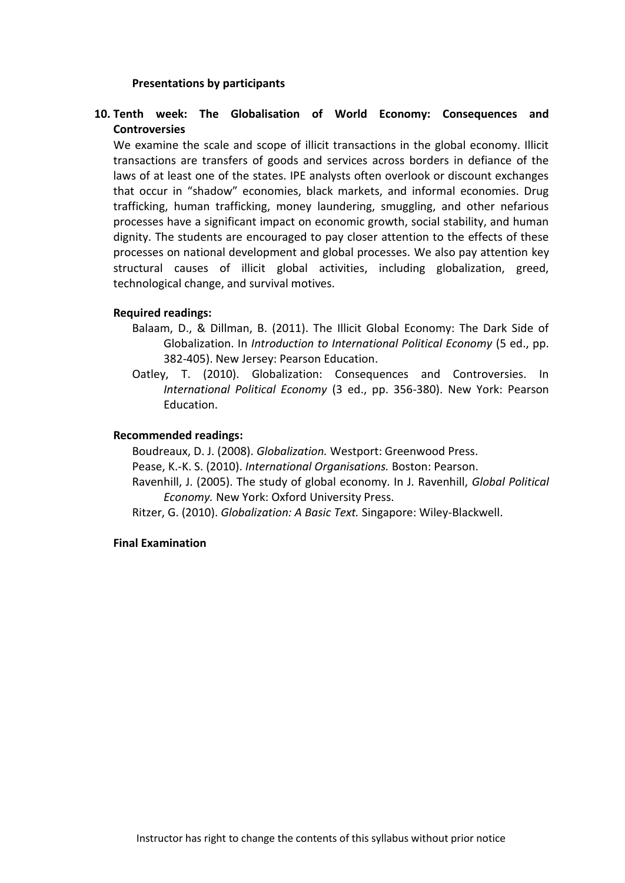**Presentations by participants**

**10. Tenth week: The Globalisation of World Economy: Consequences and Controversies**

We examine the scale and scope of illicit transactions in the global economy. Illicit transactions are transfers of goods and services across borders in defiance of the laws of at least one of the states. IPE analysts often overlook or discount exchanges that occur in "shadow" economies, black markets, and informal economies. Drug trafficking, human trafficking, money laundering, smuggling, and other nefarious processes have a significant impact on economic growth, social stability, and human dignity. The students are encouraged to pay closer attention to the effects of these processes on national development and global processes. We also pay attention key structural causes of illicit global activities, including globalization, greed, technological change, and survival motives.

**Required readings:**

Balaam, D., & Dillman, B. (2011). The Illicit Global Economy: The Dark Side of Globalization. In *Introduction to International Political Economy* (5 ed., pp. 382-405). New Jersey: Pearson Education.

Oatley, T. (2010). Globalization: Consequences and Controversies. In *International Political Economy* (3 ed., pp. 356-380). New York: Pearson Education.

**Recommended readings:**

Boudreaux, D. J. (2008). *Globalization.* Westport: Greenwood Press.

Pease, K.-K. S. (2010). *International Organisations.* Boston: Pearson.

Ravenhill, J. (2005). The study of global economy. In J. Ravenhill, *Global Political Economy.* New York: Oxford University Press.

Ritzer, G. (2010). *Globalization: A Basic Text.* Singapore: Wiley-Blackwell.

**Final Examination**

Instructor has right to change the contents of this syllabus without prior notice